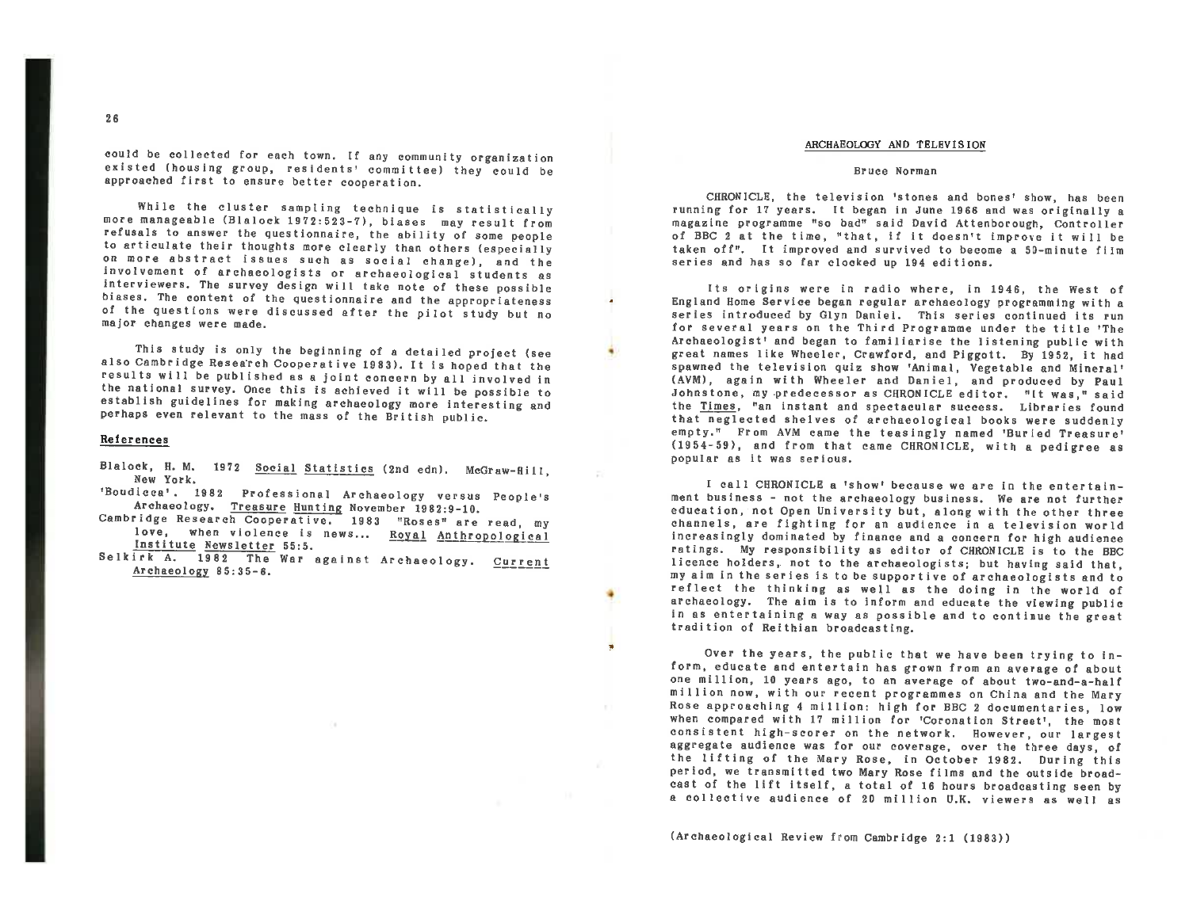could be collected for each town. If any community organization existed (housing group, residents' committee) they could be approached first to ensure better cooperation.

While the cluster sampling technique is statistically more manageable (Blalock 1972:523-7), biases may result from refusals to answer the questionnaire, the ability of some people to articulate their thoughts more clearly than others (especially on more abstract issues such as social change), and the involvement of archaeologists or archaeological students as interviewers. The survey design will take note of these possible biases. The content of the questionnaire and the appropriateness of the questions were discussed after the pilot study but no major changes were made.

This study is only the beginning of a detailed project (see also Cambridge Research Cooperative 1983). It is hoped that the results will be published as a joint concern by all involved in the national survey. Once this is achieved it will be possible to establish guidelines for making archaeology more interesting and perhaps even relevant to the mass of the British public.

## References

Blalock, H. M. 1972 Social Statistics (2nd edn). McGraw-Hill, New York.

'Boudicca'. 1982 Professional Archaeology versus People's Archaeology. Treasure Hunting November 1982:9-10.

Cambridge Research Cooperative. 1983 "Roses" are read, my love, when violence is news... Royal Anthropological Institute Newsletter 55:5.

Selkirk A. 1982 The War against Archaeology. Current Archaeology 85:35-6.

# ARCHAEOLOGY AND TELEVISION

Bruce Norman

CHRONICLE, the television 'stones and bones' show, has been running for 17 years. It began in June 1966 and was originally a magazine programme "so bad" said David Attenborough, Controller of BBC 2 at the time, "that, if it doesn't improve it will be taken off". It improved and survived to become a 50-minute film series and has so far clocked up 194 editions.

Its origins were in radio where, in 1946, the West of England Home Service began regular archaeology programming with a series introduced by Glyn Daniel. This series continued its run for several years on the Third Programme under the title 'The Archaeologist' and began to familiarise the listening public with great names like Wheeler, Crawford, and Piggott. By 1952, it had spawned the television quiz show 'Animal, Vegetable and Mineral' (AVM), again with Wheeler and Daniel, and produced by Paul Johnstone, my predecessor as CHRONICLE editor. "It was," said the Times, "an instant and spectacular success. Libraries found that neglected shelves of archaeological books were suddenly empty." From AVM came the teasingly named 'Buried Treasure' (1954-59), and from that came CHRONICLE, with a pedigree as popular as it was serious.

I call CHRONICLE a 'show' because we are in the entertainment business - not the archaeology business. We are not further education, not Open University but, along with the other three channels, are fighting for an audience in a television world increasingly dominated by finance and a concern for high audience ratings. My responsibility as editor of CHRONICLE is to the BBC licence holders, not to the archaeologists; but having said that, my aim in the series is to be supportive of archaeologists and to reflect the thinking as well as the doing in the world of archaeology. The aim is to inform and educate the viewing public in as entertaining a way as possible and to continue the great tradition of Reithian broadcasting.

Over the years, the public that we have been trying to inform, educate and entertain has grown from an average of about one million, 10 years ago, to an average of about two-and-a-half million now, with our recent programmes on China and the Mary Rose approaching 4 million: high for BBC 2 documentaries, low when compared with 17 million for 'Coronation Street', the most consistent high-scorer on the network. However, our largest aggregate audience was for our coverage, over the three days, of the lifting of the Mary Rose, in October 1982. During this period, we transmitted two Mary Rose films and the outside broadcast of the lift itself, a total of 16 hours broadcasting seen by a collective audience of 20 million U.K. viewers as well as

(Archaeological Review from Cambridge 2:1 (1983))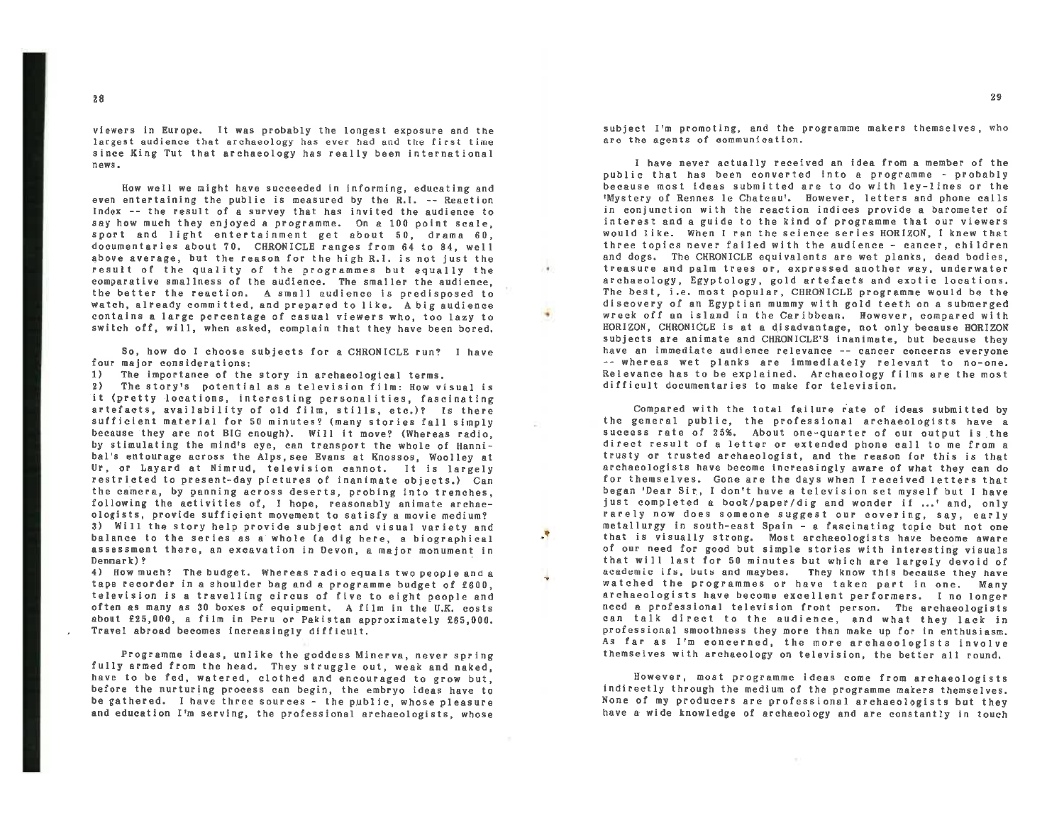viewers in Europe. It was probably the longest exposure and the largest audience that archaeology has ever had and the first time since King Tut that archaeology has really been international news.

How well we might have succeeded in informing, educating and even entertaining the public is measured by the R.I. -- Reaction Index -- the result of a survey that has invited the audience to say how much they enjoyed a programme. On a 100 point scale, sport and light entertainment get about 50, drama 60, documentaries about 70. CHRONICLE ranges from 64 to 84, well above average, but the reason for the high R.I. is not just the result of the quality of the programmes but equally the comparative smallness of the audience. The smaller the audience, the better the reaction. A small audience is predisposed to watch, already committed, and prepared to like. A big audience contains a large percentage of casual viewers who, too lazy to switch off, will, when asked, complain that they have been bored.

So, how do I choose subjects for a CHRONICLE run? I have four major considerations:

1) The importance of the story in archaeological terms.
2) The story's potential as a television film: How visual is it (pretty locations, interesting personalities, fascinating artefacts, availability of old film, stills, etc.)? Is there sufficient material for 50 minutes? (many stories fall simply because they are not BIG enough). Will it move? (Whereas radio, by stimulating the mind's eye, can transport the whole of Hannibal's entourage across the Alps, see Evans at Knossos, Woolley at Ur, or Layard at Nimrud, television cannot. It is largely restricted to present-day pictures of inanimate objects.) Can the camera, by panning across deserts, probing into trenches, following the activities of, I hope, reasonably animate archaeologists, provide sufficient movement to satisfy a movie medium?
3) Will the story help provide subject and visual variety and balance to the series as a whole (a dig here, a biographical assessment there, an excavation in Devon, a major monument in Denmark)?
4) How much? The budget. Whereas radio equals two people and a tape recorder in a shoulder bag and a programme budget of £600, television is a travelling circus of five to eight people and often as many as 30 boxes of equipment. A film in the U.K. costs about £25,000, a film in Peru or Pakistan approximately £65,000. Travel abroad becomes increasingly difficult.

Programme ideas, unlike the goddess Minerva, never spring fully armed from the head. They struggle out, weak and naked, have to be fed, watered, clothed and encouraged to grow but, before the nurturing process can begin, the embryo ideas have to be gathered. I have three sources - the public, whose pleasure and education I'm serving, the professional archaeologists, whose subject I'm promoting, and the programme makers themselves, who are the agents of communication.

I have never actually received an idea from a member of the public that has been converted into a programme - probably because most ideas submitted are to do with ley-lines or the 'Mystery of Rennes le Chateau'. However, letters and phone calls in conjunction with the reaction indices provide a barometer of interest and a guide to the kind of programme that our viewers would like. When I ran the science series HORIZON, I knew that three topics never failed with the audience - cancer, children and dogs. The CHRONICLE equivalents are wet planks, dead bodies, treasure and palm trees or, expressed another way, underwater archaeology, Egyptology, gold artefacts and exotic locations. The best, i.e. most popular, CHRONICLE programme would be the discovery of an Egyptian mummy with gold teeth on a submerged wreck off an island in the Caribbean. However, compared with HORIZON, CHRONICLE is at a disadvantage, not only because HORIZON subjects are animate and CHRONICLE'S inanimate, but because they have an immediate audience relevance -- cancer concerns everyone -- whereas wet planks are immediately relevant to no-one. Relevance has to be explained. Archaeology films are the most difficult documentaries to make for television.

Compared with the total failure rate of ideas submitted by the general public, the professional archaeologists have a success rate of 25%. About one-quarter of our output is the direct result of a letter or extended phone call to me from a trusty or trusted archaeologist, and the reason for this is that archaeologists have become increasingly aware of what they can do for themselves. Gone are the days when I received letters that began 'Dear Sir, I don't have a television set myself but I have just completed a book/paper/dig and wonder if ...' and, only rarely now does someone suggest our covering, say, early metallurgy in south-east Spain - a fascinating topic but not one that is visually strong. Most archaeologists have become aware of our need for good but simple stories with interesting visuals that will last for 50 minutes but which are largely devoid of academic ifs, buts and maybes. They know this because they have watched the programmes or have taken part in one. Many archaeologists have become excellent performers. I no longer need a professional television front person. The archaeologists can talk direct to the audience, and what they lack in professional smoothness they more than make up for in enthusiasm. As far as I'm concerned, the more archaeologists involve themselves with archaeology on television, the better all round.

However, most programme ideas come from archaeologists indirectly through the medium of the programme makers themselves. None of my producers are professional archaeologists but they have a wide knowledge of archaeology and are constantly in touch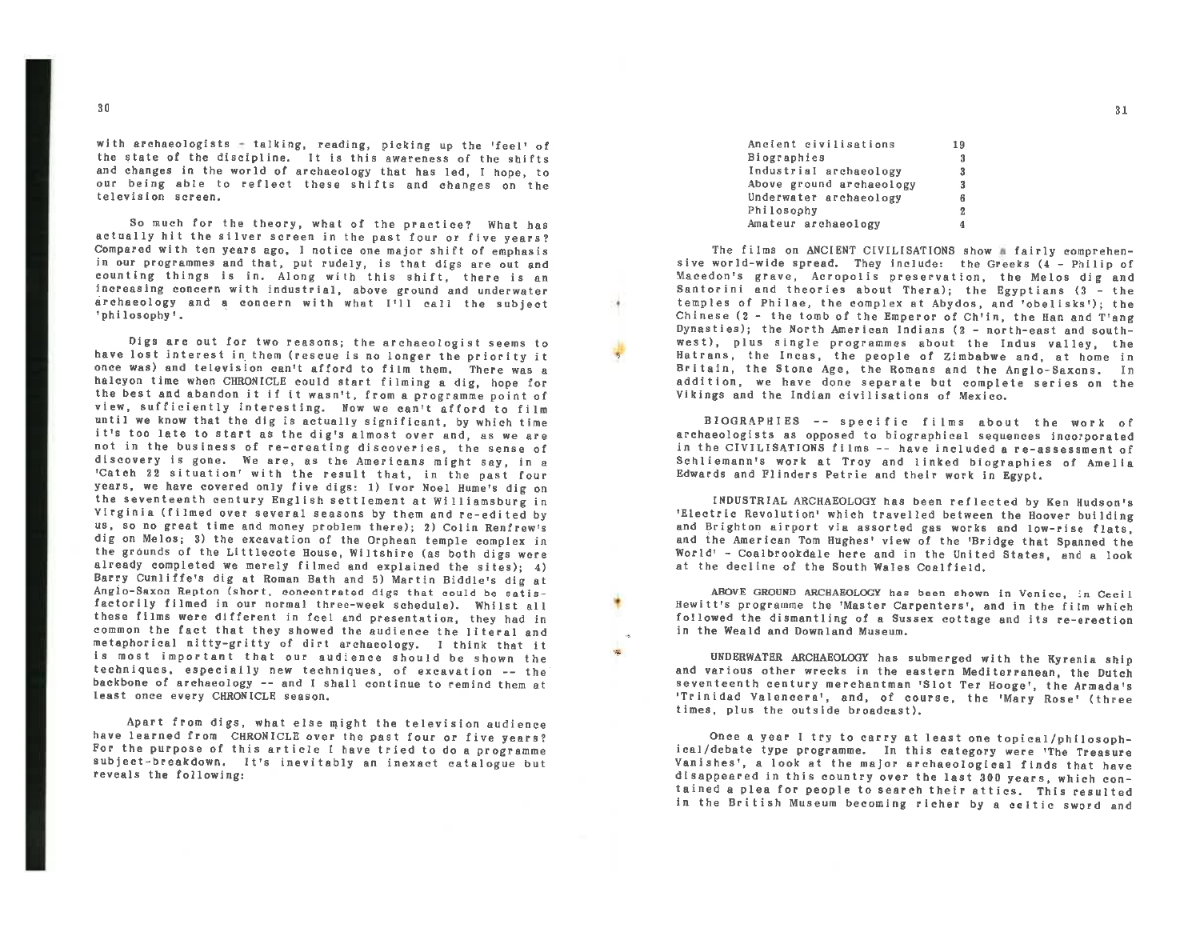with archaeologists - talking, reading, picking up the 'feel' of the state of the discipline. It is this awareness of the shifts and changes in the world of archaeology that has led, I hope, to our being able to reflect these shifts and changes on the television screen.

So much for the theory, what of the practice? What has actually hit the silver screen in the past four or five years? Compared with ten years ago, I notice one major shift of emphasis in our programmes and that, put rudely, is that digs are out and counting things is in. Along with this shift, there is an increasing concern with industrial, above ground and underwater archaeology and a concern with what I'll call the subject 'philosophy'.

Digs are out for two reasons; the archaeologist seems to have lost interest in them (rescue is no longer the priority it once was) and television can't afford to film them. There was a halcyon time when CHRONICLE could start filming a dig, hope for the best and abandon it if it wasn't, from a programme point of view, sufficiently interesting. Now we can't afford to film until we know that the dig is actually significant, by which time it's too late to start as the dig's almost over and, as we are not in the business of re-creating discoveries, the sense of discovery is gone. We are, as the Americans might say, in a 'Catch 22 situation' with the result that, in the past four years, we have covered only five digs: 1) Ivor Noel Hume's dig on the seventeenth century English settlement at Williamsburg in Virginia (filmed over several seasons by them and re-edited by us, so no great time and money problem there); 2) Colin Renfrew's dig on Melos; 3) the excavation of the Orphean temple complex in the grounds of the Littlecote House, Wiltshire (as both digs were already completed we merely filmed and explained the sites); 4) Barry Cunliffe's dig at Roman Bath and 5) Martin Biddle's dig at Anglo-Saxon Repton (short, concentrated digs that could be satisfactorily filmed in our normal three-week schedule). Whilst all these films were different in feel and presentation, they had in common the fact that they showed the audience the literal and metaphorical nitty-gritty of dirt archaeology. I think that it is most important that our audience should be shown the techniques, especially new techniques, of excavation -- the backbone of archaeology -- and I shall continue to remind them at least once every CHRONICLE season.

Apart from digs, what else might the television audience have learned from CHRONICLE over the past four or five years? For the purpose of this article I have tried to do a programme subject-breakdown. It's inevitably an inexact catalogue but reveals the following:

| | |
|---|---|
| Ancient civilisations | 19 |
| Biographies | 3 |
| Industrial archaeology | 3 |
| Above ground archaeology | 3 |
| Underwater archaeology | 6 |
| Philosophy | 2 |
| Amateur archaeology | 4 |

The films on ANCIENT CIVILISATIONS show a fairly comprehensive world-wide spread. They include: the Greeks (4 - Philip of Macedon's grave, Acropolis preservation, the Melos dig and Santorini and theories about Thera); the Egyptians (3 - the temples of Philae, the complex at Abydos, and 'obelisks'); the Chinese (2 - the tomb of the Emperor of Ch'in, the Han and T'ang Dynasties); the North American Indians (2 - north-east and south-west), plus single programmes about the Indus valley, the Hatrans, the Incas, the people of Zimbabwe and, at home in Britain, the Stone Age, the Romans and the Anglo-Saxons. In addition, we have done seperate but complete series on the Vikings and the Indian civilisations of Mexico.

BIOGRAPHIES -- specific films about the work of archaeologists as opposed to biographical sequences incorporated in the CIVILISATIONS films -- have included a re-assessment of Schliemann's work at Troy and linked biographies of Amelia Edwards and Flinders Petrie and their work in Egypt.

INDUSTRIAL ARCHAEOLOGY has been reflected by Ken Hudson's 'Electric Revolution' which travelled between the Hoover building and Brighton airport via assorted gas works and low-rise flats, and the American Tom Hughes' view of the 'Bridge that Spanned the World' - Coalbrookdale here and in the United States, and a look at the decline of the South Wales Coalfield.

ABOVE GROUND ARCHAEOLOGY has been shown in Venice, in Cecil Hewitt's programme the 'Master Carpenters', and in the film which followed the dismantling of a Sussex cottage and its re-erection in the Weald and Downland Museum.

UNDERWATER ARCHAEOLOGY has submerged with the Kyrenia ship and various other wrecks in the eastern Mediterranean, the Dutch seventeenth century merchantman 'Slot Ter Hooge', the Armada's 'Trinidad Valencera', and, of course, the 'Mary Rose' (three times, plus the outside broadcast).

Once a year I try to carry at least one topical/philosophical/debate type programme. In this category were 'The Treasure Vanishes', a look at the major archaeological finds that have disappeared in this country over the last 300 years, which contained a plea for people to search their attics. This resulted in the British Museum becoming richer by a celtic sword and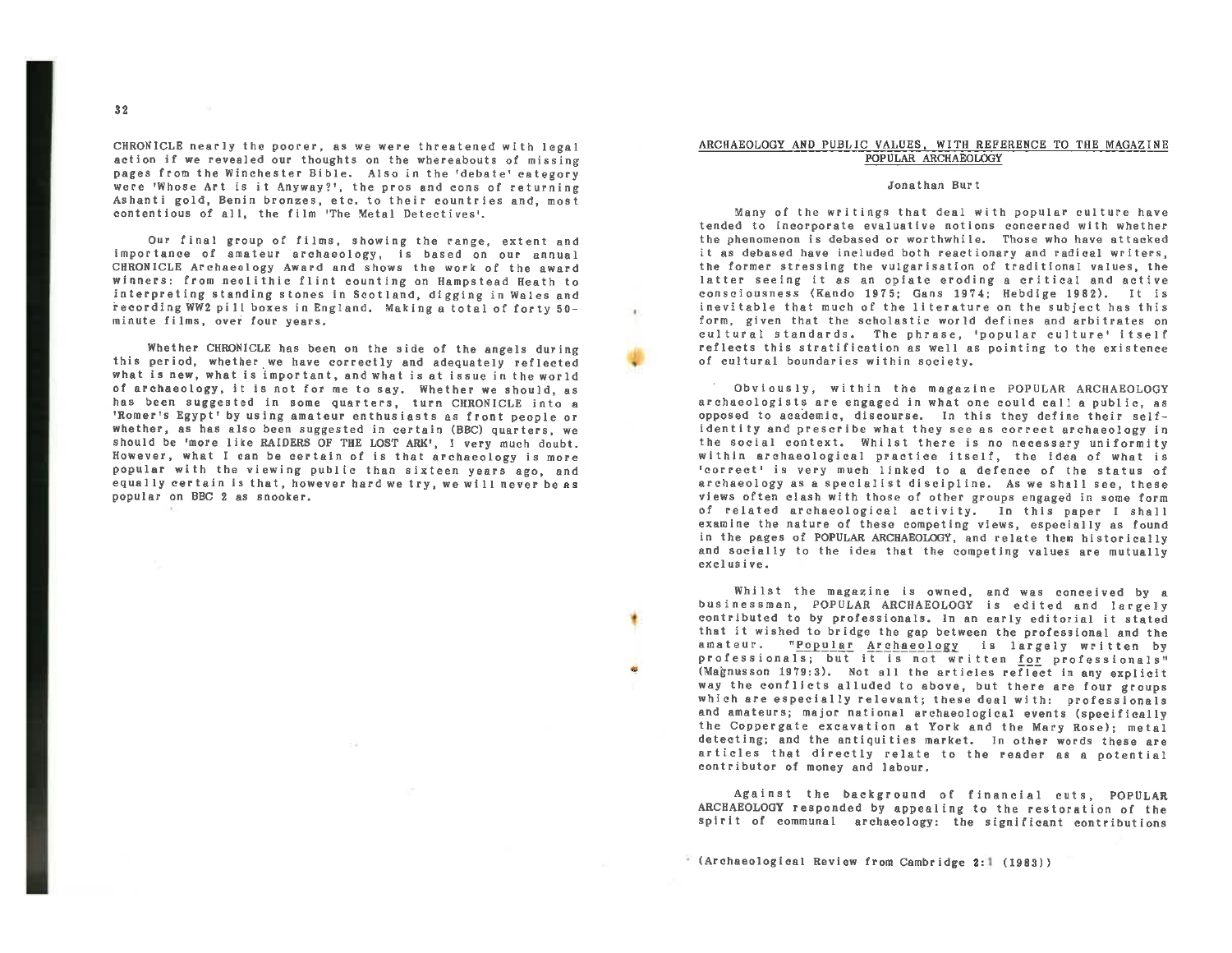CHRONICLE nearly the poorer, as we were threatened with legal action if we revealed our thoughts on the whereabouts of missing pages from the Winchester Bible. Also in the 'debate' category were 'Whose Art is it Anyway?', the pros and cons of returning Ashanti gold, Benin bronzes, etc. to their countries and, most contentious of all, the film 'The Metal Detectives'.

Our final group of films, showing the range, extent and importance of amateur archaeology, is based on our annual CHRONICLE Archaeology Award and shows the work of the award winners: from neolithic flint counting on Hampstead Heath to interpreting standing stones in Scotland, digging in Wales and recording WW2 pill boxes in England. Making a total of forty 50-minute films, over four years.

Whether CHRONICLE has been on the side of the angels during this period, whether we have correctly and adequately reflected what is new, what is important, and what is at issue in the world of archaeology, it is not for me to say. Whether we should, as has been suggested in some quarters, turn CHRONICLE into a 'Romer's Egypt' by using amateur enthusiasts as front people or whether, as has also been suggested in certain (BBC) quarters, we should be 'more like RAIDERS OF THE LOST ARK', I very much doubt. However, what I can be certain of is that archaeology is more popular with the viewing public than sixteen years ago, and equally certain is that, however hard we try, we will never be as popular on BBC 2 as snooker.

## ARCHAEOLOGY AND PUBLIC VALUES, WITH REFERENCE TO THE MAGAZINE POPULAR ARCHAEOLOGY

Jonathan Burt

Many of the writings that deal with popular culture have tended to incorporate evaluative notions concerned with whether the phenomenon is debased or worthwhile. Those who have attacked it as debased have included both reactionary and radical writers, the former stressing the vulgarisation of traditional values, the latter seeing it as an opiate eroding a critical and active consciousness (Kando 1975; Gans 1974; Hebdige 1982). It is inevitable that much of the literature on the subject has this form, given that the scholastic world defines and arbitrates on cultural standards. The phrase, 'popular culture' itself reflects this stratification as well as pointing to the existence of cultural boundaries within society.

Obviously, within the magazine POPULAR ARCHAEOLOGY archaeologists are engaged in what one could call a public, as opposed to academic, discourse. In this they define their self-identity and prescribe what they see as correct archaeology in the social context. Whilst there is no necessary uniformity within archaeological practice itself, the idea of what is 'correct' is very much linked to a defence of the status of archaeology as a specialist discipline. As we shall see, these views often clash with those of other groups engaged in some form of related archaeological activity. In this paper I shall examine the nature of these competing views, especially as found in the pages of POPULAR ARCHAEOLOGY, and relate them historically and socially to the idea that the competing values are mutually exclusive.

Whilst the magazine is owned, and was conceived by a businessman, POPULAR ARCHAEOLOGY is edited and largely contributed to by professionals. In an early editorial it stated that it wished to bridge the gap between the professional and the amateur. "Popular Archaeology is largely written by professionals; but it is not written for professionals" (Magnusson 1979:3). Not all the articles reflect in any explicit way the conflicts alluded to above, but there are four groups which are especially relevant; these deal with: professionals and amateurs; major national archaeological events (specifically the Coppergate excavation at York and the Mary Rose); metal detecting; and the antiquities market. In other words these are articles that directly relate to the reader as a potential contributor of money and labour.

Against the background of financial cuts, POPULAR ARCHAEOLOGY responded by appealing to the restoration of the spirit of communal archaeology: the significant contributions